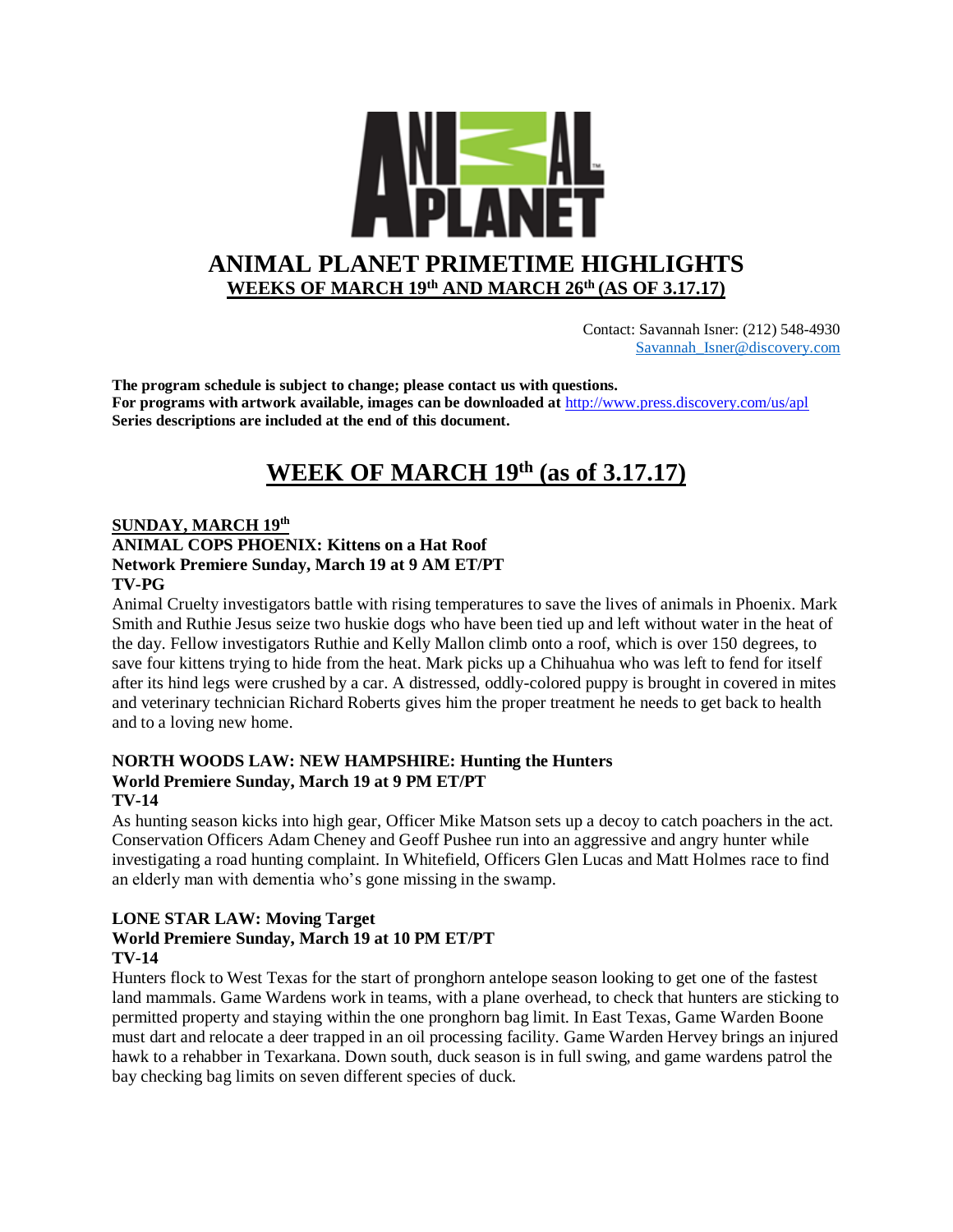# ANIMAL PLANET PRIMETIME HIGHLIGHTS

**WEEKS OF MARCH 19th AND MARCH 26th (AS OF 3.17.17)**

Contact: Savannah Isner: (212) 548-4930
Savannah_Isner@discovery.com

**The program schedule is subject to change; please contact us with questions.**
**For programs with artwork available, images can be downloaded at** http://www.press.discovery.com/us/apl
**Series descriptions are included at the end of this document.**

## WEEK OF MARCH 19th (as of 3.17.17)

### SUNDAY, MARCH 19th

**ANIMAL COPS PHOENIX: Kittens on a Hat Roof**
**Network Premiere Sunday, March 19 at 9 AM ET/PT**
**TV-PG**

Animal Cruelty investigators battle with rising temperatures to save the lives of animals in Phoenix. Mark Smith and Ruthie Jesus seize two huskie dogs who have been tied up and left without water in the heat of the day. Fellow investigators Ruthie and Kelly Mallon climb onto a roof, which is over 150 degrees, to save four kittens trying to hide from the heat. Mark picks up a Chihuahua who was left to fend for itself after its hind legs were crushed by a car. A distressed, oddly-colored puppy is brought in covered in mites and veterinary technician Richard Roberts gives him the proper treatment he needs to get back to health and to a loving new home.

**NORTH WOODS LAW: NEW HAMPSHIRE: Hunting the Hunters**
**World Premiere Sunday, March 19 at 9 PM ET/PT**
**TV-14**

As hunting season kicks into high gear, Officer Mike Matson sets up a decoy to catch poachers in the act. Conservation Officers Adam Cheney and Geoff Pushee run into an aggressive and angry hunter while investigating a road hunting complaint. In Whitefield, Officers Glen Lucas and Matt Holmes race to find an elderly man with dementia who's gone missing in the swamp.

**LONE STAR LAW: Moving Target**
**World Premiere Sunday, March 19 at 10 PM ET/PT**
**TV-14**

Hunters flock to West Texas for the start of pronghorn antelope season looking to get one of the fastest land mammals. Game Wardens work in teams, with a plane overhead, to check that hunters are sticking to permitted property and staying within the one pronghorn bag limit. In East Texas, Game Warden Boone must dart and relocate a deer trapped in an oil processing facility. Game Warden Hervey brings an injured hawk to a rehabber in Texarkana. Down south, duck season is in full swing, and game wardens patrol the bay checking bag limits on seven different species of duck.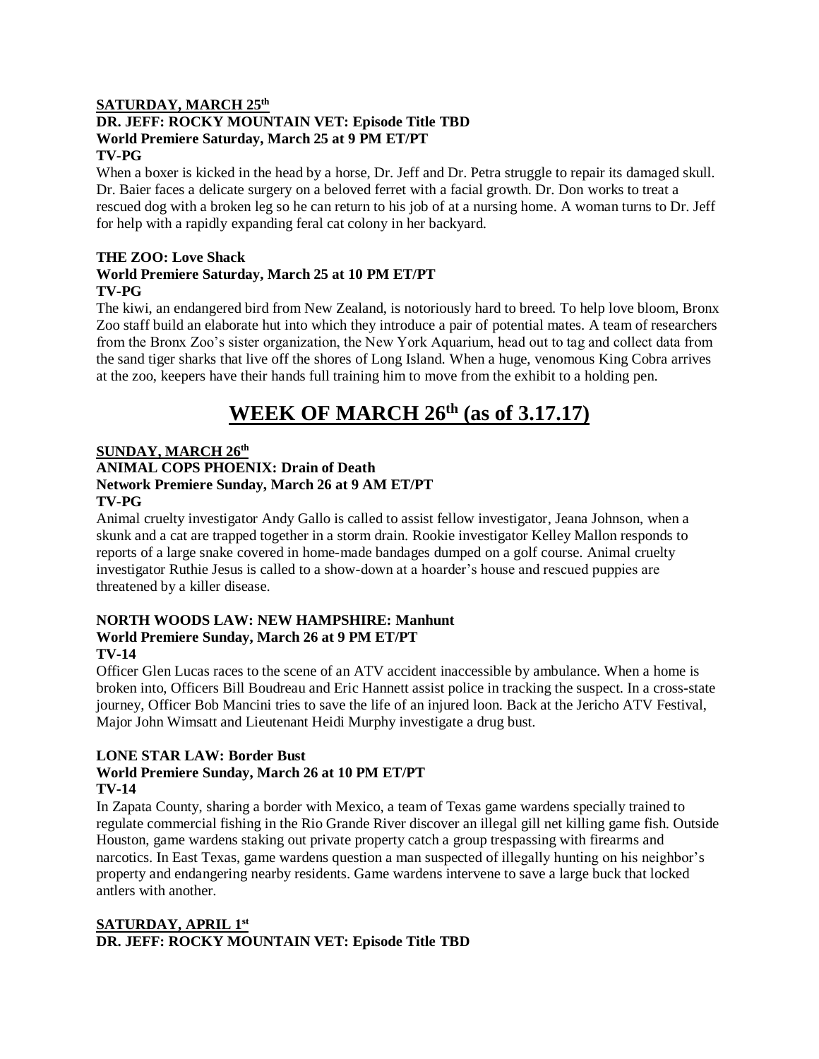**SATURDAY, MARCH 25th**

**DR. JEFF: ROCKY MOUNTAIN VET: Episode Title TBD**
**World Premiere Saturday, March 25 at 9 PM ET/PT**
**TV-PG**

When a boxer is kicked in the head by a horse, Dr. Jeff and Dr. Petra struggle to repair its damaged skull. Dr. Baier faces a delicate surgery on a beloved ferret with a facial growth. Dr. Don works to treat a rescued dog with a broken leg so he can return to his job of at a nursing home. A woman turns to Dr. Jeff for help with a rapidly expanding feral cat colony in her backyard.

**THE ZOO: Love Shack**
**World Premiere Saturday, March 25 at 10 PM ET/PT**
**TV-PG**

The kiwi, an endangered bird from New Zealand, is notoriously hard to breed. To help love bloom, Bronx Zoo staff build an elaborate hut into which they introduce a pair of potential mates. A team of researchers from the Bronx Zoo's sister organization, the New York Aquarium, head out to tag and collect data from the sand tiger sharks that live off the shores of Long Island. When a huge, venomous King Cobra arrives at the zoo, keepers have their hands full training him to move from the exhibit to a holding pen.

# WEEK OF MARCH 26th (as of 3.17.17)

**SUNDAY, MARCH 26th**

**ANIMAL COPS PHOENIX: Drain of Death**
**Network Premiere Sunday, March 26 at 9 AM ET/PT**
**TV-PG**

Animal cruelty investigator Andy Gallo is called to assist fellow investigator, Jeana Johnson, when a skunk and a cat are trapped together in a storm drain. Rookie investigator Kelley Mallon responds to reports of a large snake covered in home-made bandages dumped on a golf course. Animal cruelty investigator Ruthie Jesus is called to a show-down at a hoarder's house and rescued puppies are threatened by a killer disease.

**NORTH WOODS LAW: NEW HAMPSHIRE: Manhunt**
**World Premiere Sunday, March 26 at 9 PM ET/PT**
**TV-14**

Officer Glen Lucas races to the scene of an ATV accident inaccessible by ambulance. When a home is broken into, Officers Bill Boudreau and Eric Hannett assist police in tracking the suspect. In a cross-state journey, Officer Bob Mancini tries to save the life of an injured loon. Back at the Jericho ATV Festival, Major John Wimsatt and Lieutenant Heidi Murphy investigate a drug bust.

**LONE STAR LAW: Border Bust**
**World Premiere Sunday, March 26 at 10 PM ET/PT**
**TV-14**

In Zapata County, sharing a border with Mexico, a team of Texas game wardens specially trained to regulate commercial fishing in the Rio Grande River discover an illegal gill net killing game fish. Outside Houston, game wardens staking out private property catch a group trespassing with firearms and narcotics. In East Texas, game wardens question a man suspected of illegally hunting on his neighbor's property and endangering nearby residents. Game wardens intervene to save a large buck that locked antlers with another.

**SATURDAY, APRIL 1st**

**DR. JEFF: ROCKY MOUNTAIN VET: Episode Title TBD**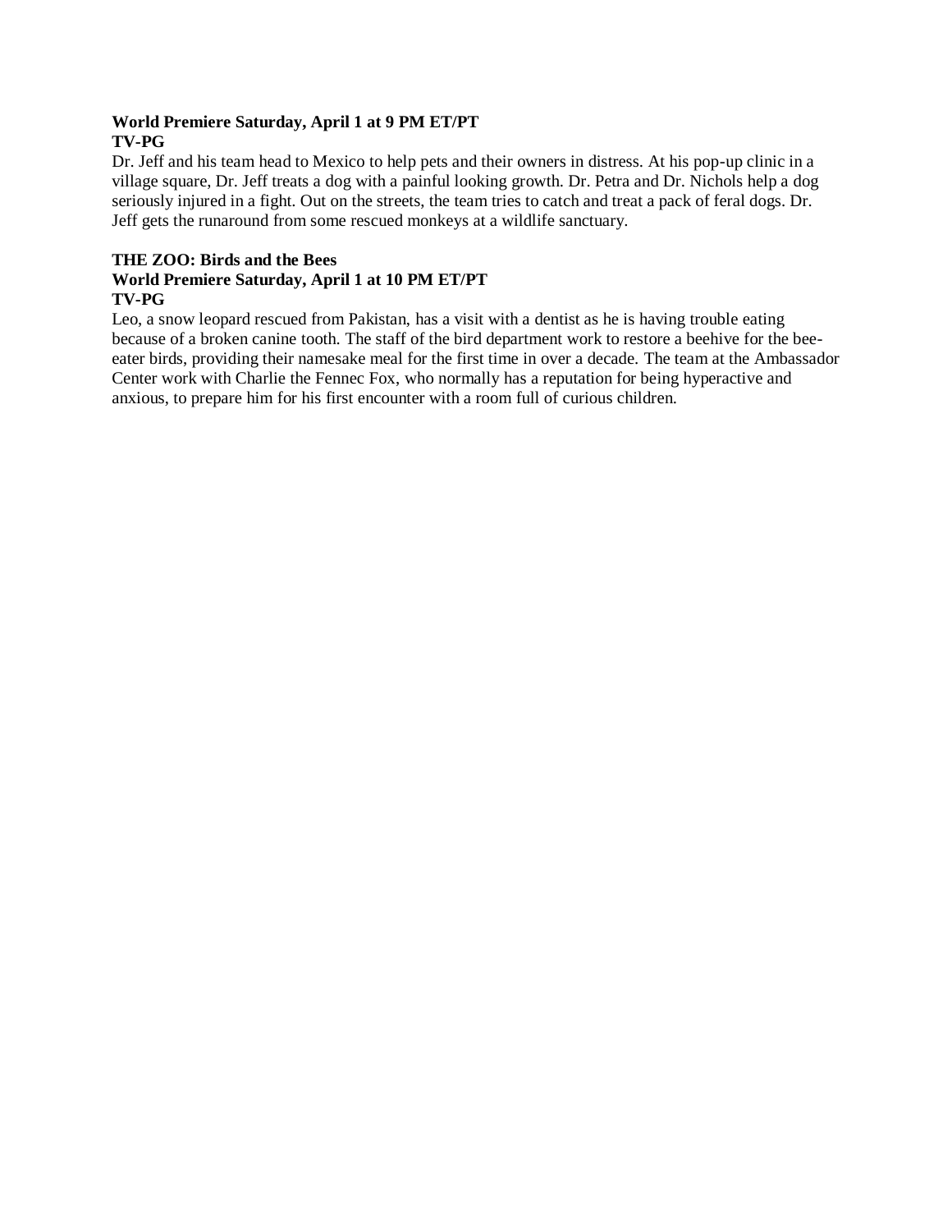**World Premiere Saturday, April 1 at 9 PM ET/PT**
**TV-PG**
Dr. Jeff and his team head to Mexico to help pets and their owners in distress. At his pop-up clinic in a village square, Dr. Jeff treats a dog with a painful looking growth. Dr. Petra and Dr. Nichols help a dog seriously injured in a fight. Out on the streets, the team tries to catch and treat a pack of feral dogs. Dr. Jeff gets the runaround from some rescued monkeys at a wildlife sanctuary.

**THE ZOO: Birds and the Bees**
**World Premiere Saturday, April 1 at 10 PM ET/PT**
**TV-PG**
Leo, a snow leopard rescued from Pakistan, has a visit with a dentist as he is having trouble eating because of a broken canine tooth. The staff of the bird department work to restore a beehive for the bee-eater birds, providing their namesake meal for the first time in over a decade. The team at the Ambassador Center work with Charlie the Fennec Fox, who normally has a reputation for being hyperactive and anxious, to prepare him for his first encounter with a room full of curious children.